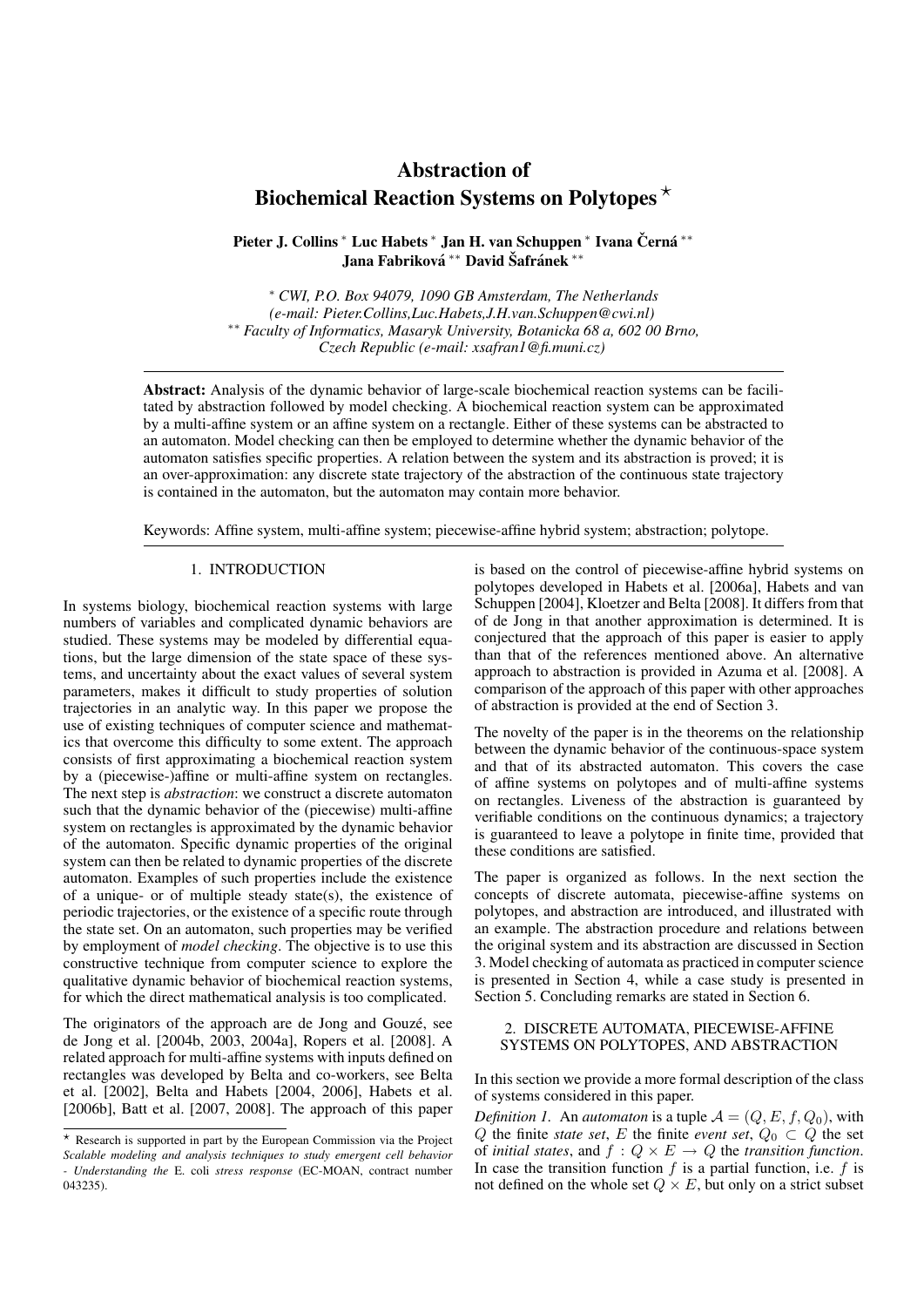# Abstraction of Biochemical Reaction Systems on Polytopes [⋆]

**Pieter J. Collins** [*] **Luc Habets** [*] **Jan H. van Schuppen** [*] **Ivana Černá** [**] **Jana Fabriková** [**] **David Šafránek** [**]

[*] *CWI, P.O. Box 94079, 1090 GB Amsterdam, The Netherlands (e-mail: Pieter.Collins,Luc.Habets,J.H.van.Schuppen@cwi.nl)*
[**] *Faculty of Informatics, Masaryk University, Botanicka 68 a, 602 00 Brno, Czech Republic (e-mail: xsafran1@fi.muni.cz)*

**Abstract:** Analysis of the dynamic behavior of large-scale biochemical reaction systems can be facilitated by abstraction followed by model checking. A biochemical reaction system can be approximated by a multi-affine system or an affine system on a rectangle. Either of these systems can be abstracted to an automaton. Model checking can then be employed to determine whether the dynamic behavior of the automaton satisfies specific properties. A relation between the system and its abstraction is proved; it is an over-approximation: any discrete state trajectory of the abstraction of the continuous state trajectory is contained in the automaton, but the automaton may contain more behavior.

Keywords: Affine system, multi-affine system; piecewise-affine hybrid system; abstraction; polytope.

## 1. INTRODUCTION

In systems biology, biochemical reaction systems with large numbers of variables and complicated dynamic behaviors are studied. These systems may be modeled by differential equations, but the large dimension of the state space of these systems, and uncertainty about the exact values of several system parameters, makes it difficult to study properties of solution trajectories in an analytic way. In this paper we propose the use of existing techniques of computer science and mathematics that overcome this difficulty to some extent. The approach consists of first approximating a biochemical reaction system by a (piecewise-)affine or multi-affine system on rectangles. The next step is *abstraction*: we construct a discrete automaton such that the dynamic behavior of the (piecewise) multi-affine system on rectangles is approximated by the dynamic behavior of the automaton. Specific dynamic properties of the original system can then be related to dynamic properties of the discrete automaton. Examples of such properties include the existence of a unique- or of multiple steady state(s), the existence of periodic trajectories, or the existence of a specific route through the state set. On an automaton, such properties may be verified by employment of *model checking*. The objective is to use this constructive technique from computer science to explore the qualitative dynamic behavior of biochemical reaction systems, for which the direct mathematical analysis is too complicated.

The originators of the approach are de Jong and Gouzé, see de Jong et al. [2004b, 2003, 2004a], Ropers et al. [2008]. A related approach for multi-affine systems with inputs defined on rectangles was developed by Belta and co-workers, see Belta et al. [2002], Belta and Habets [2004, 2006], Habets et al. [2006b], Batt et al. [2007, 2008]. The approach of this paper is based on the control of piecewise-affine hybrid systems on polytopes developed in Habets et al. [2006a], Habets and van Schuppen [2004], Kloetzer and Belta [2008]. It differs from that of de Jong in that another approximation is determined. It is conjectured that the approach of this paper is easier to apply than that of the references mentioned above. An alternative approach to abstraction is provided in Azuma et al. [2008]. A comparison of the approach of this paper with other approaches of abstraction is provided at the end of Section 3.

The novelty of the paper is in the theorems on the relationship between the dynamic behavior of the continuous-space system and that of its abstracted automaton. This covers the case of affine systems on polytopes and of multi-affine systems on rectangles. Liveness of the abstraction is guaranteed by verifiable conditions on the continuous dynamics; a trajectory is guaranteed to leave a polytope in finite time, provided that these conditions are satisfied.

The paper is organized as follows. In the next section the concepts of discrete automata, piecewise-affine systems on polytopes, and abstraction are introduced, and illustrated with an example. The abstraction procedure and relations between the original system and its abstraction are discussed in Section 3. Model checking of automata as practiced in computer science is presented in Section 4, while a case study is presented in Section 5. Concluding remarks are stated in Section 6.

## 2. DISCRETE AUTOMATA, PIECEWISE-AFFINE SYSTEMS ON POLYTOPES, AND ABSTRACTION

In this section we provide a more formal description of the class of systems considered in this paper.

*Definition 1.* An *automaton* is a tuple $\mathcal{A} = (Q, E, f, Q_0)$, with $Q$ the finite *state set*, $E$ the finite *event set*, $Q_0 \subset Q$ the set of *initial states*, and $f : Q \times E \to Q$ the *transition function*. In case the transition function $f$ is a partial function, i.e. $f$ is not defined on the whole set $Q \times E$, but only on a strict subset

[⋆] Research is supported in part by the European Commission via the Project *Scalable modeling and analysis techniques to study emergent cell behavior - Understanding the* E. coli *stress response* (EC-MOAN, contract number 043235).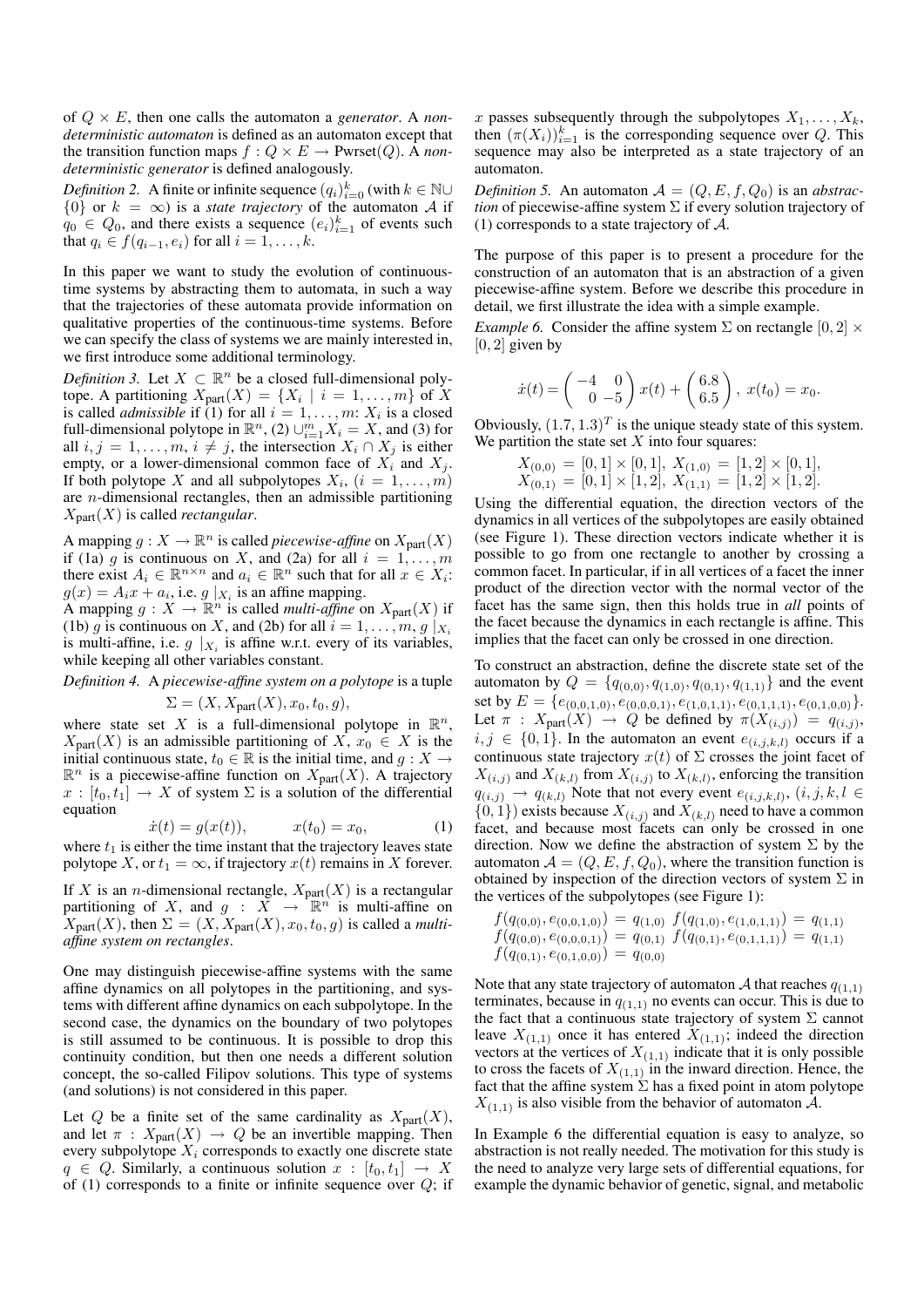of $Q \times E$, then one calls the automaton a *generator*. A *non-deterministic automaton* is defined as an automaton except that the transition function maps $f : Q \times E \to \text{Pwrset}(Q)$. A *non-deterministic generator* is defined analogously.

*Definition 2.* A finite or infinite sequence $(q_i)_{i=0}^k$ (with $k \in \mathbb{N} \cup \{0\}$ or $k = \infty$) is a *state trajectory* of the automaton $\mathcal{A}$ if $q_0 \in Q_0$, and there exists a sequence $(e_i)_{i=1}^k$ of events such that $q_i \in f(q_{i-1}, e_i)$ for all $i = 1, \ldots, k$.

In this paper we want to study the evolution of continuous-time systems by abstracting them to automata, in such a way that the trajectories of these automata provide information on qualitative properties of the continuous-time systems. Before we can specify the class of systems we are mainly interested in, we first introduce some additional terminology.

*Definition 3.* Let $X \subset \mathbb{R}^n$ be a closed full-dimensional polytope. A partitioning $X_{\text{part}}(X) = \{X_i \mid i = 1, \ldots, m\}$ of $X$ is called *admissible* if (1) for all $i = 1, \ldots, m$: $X_i$ is a closed full-dimensional polytope in $\mathbb{R}^n$, (2) $\cup_{i=1}^m X_i = X$, and (3) for all $i, j = 1, \ldots, m$, $i \neq j$, the intersection $X_i \cap X_j$ is either empty, or a lower-dimensional common face of $X_i$ and $X_j$. If both polytope $X$ and all subpolytopes $X_i$, $(i = 1, \ldots, m)$ are $n$-dimensional rectangles, then an admissible partitioning $X_{\text{part}}(X)$ is called *rectangular*.

A mapping $g : X \to \mathbb{R}^n$ is called *piecewise-affine* on $X_{\text{part}}(X)$ if (1a) $g$ is continuous on $X$, and (2a) for all $i = 1, \ldots, m$ there exist $A_i \in \mathbb{R}^{n \times n}$ and $a_i \in \mathbb{R}^n$ such that for all $x \in X_i$: $g(x) = A_i x + a_i$, i.e. $g \mid_{X_i}$ is an affine mapping.
A mapping $g : X \to \mathbb{R}^n$ is called *multi-affine* on $X_{\text{part}}(X)$ if (1b) $g$ is continuous on $X$, and (2b) for all $i = 1, \ldots, m$, $g \mid_{X_i}$ is multi-affine, i.e. $g \mid_{X_i}$ is affine w.r.t. every of its variables, while keeping all other variables constant.

*Definition 4.* A *piecewise-affine system on a polytope* is a tuple

$$\Sigma = (X, X_{\text{part}}(X), x_0, t_0, g),$$

where state set $X$ is a full-dimensional polytope in $\mathbb{R}^n$, $X_{\text{part}}(X)$ is an admissible partitioning of $X$, $x_0 \in X$ is the initial continuous state, $t_0 \in \mathbb{R}$ is the initial time, and $g : X \to \mathbb{R}^n$ is a piecewise-affine function on $X_{\text{part}}(X)$. A trajectory $x : [t_0, t_1] \to X$ of system $\Sigma$ is a solution of the differential equation

$$\dot{x}(t) = g(x(t)), \qquad x(t_0) = x_0, \tag{1}$$

where $t_1$ is either the time instant that the trajectory leaves state polytope $X$, or $t_1 = \infty$, if trajectory $x(t)$ remains in $X$ forever.

If $X$ is an $n$-dimensional rectangle, $X_{\text{part}}(X)$ is a rectangular partitioning of $X$, and $g : X \to \mathbb{R}^n$ is multi-affine on $X_{\text{part}}(X)$, then $\Sigma = (X, X_{\text{part}}(X), x_0, t_0, g)$ is called a *multi-affine system on rectangles*.

One may distinguish piecewise-affine systems with the same affine dynamics on all polytopes in the partitioning, and systems with different affine dynamics on each subpolytope. In the second case, the dynamics on the boundary of two polytopes is still assumed to be continuous. It is possible to drop this continuity condition, but then one needs a different solution concept, the so-called Filipov solutions. This type of systems (and solutions) is not considered in this paper.

Let $Q$ be a finite set of the same cardinality as $X_{\text{part}}(X)$, and let $\pi : X_{\text{part}}(X) \to Q$ be an invertible mapping. Then every subpolytope $X_i$ corresponds to exactly one discrete state $q \in Q$. Similarly, a continuous solution $x : [t_0, t_1] \to X$ of (1) corresponds to a finite or infinite sequence over $Q$; if $x$ passes subsequently through the subpolytopes $X_1, \ldots, X_k$, then $(\pi(X_i))_{i=1}^k$ is the corresponding sequence over $Q$. This sequence may also be interpreted as a state trajectory of an automaton.

*Definition 5.* An automaton $\mathcal{A} = (Q, E, f, Q_0)$ is an *abstraction* of piecewise-affine system $\Sigma$ if every solution trajectory of (1) corresponds to a state trajectory of $\mathcal{A}$.

The purpose of this paper is to present a procedure for the construction of an automaton that is an abstraction of a given piecewise-affine system. Before we describe this procedure in detail, we first illustrate the idea with a simple example.

*Example 6.* Consider the affine system $\Sigma$ on rectangle $[0, 2] \times [0, 2]$ given by

$$\dot{x}(t) = \begin{pmatrix} -4 & 0 \\ 0 & -5 \end{pmatrix} x(t) + \begin{pmatrix} 6.8 \\ 6.5 \end{pmatrix}, \; x(t_0) = x_0.$$

Obviously, $(1.7, 1.3)^T$ is the unique steady state of this system. We partition the state set $X$ into four squares:

$$X_{(0,0)} = [0,1] \times [0,1], \; X_{(1,0)} = [1,2] \times [0,1],$$
$$X_{(0,1)} = [0,1] \times [1,2], \; X_{(1,1)} = [1,2] \times [1,2].$$

Using the differential equation, the direction vectors of the dynamics in all vertices of the subpolytopes are easily obtained (see Figure 1). These direction vectors indicate whether it is possible to go from one rectangle to another by crossing a common facet. In particular, if in all vertices of a facet the inner product of the direction vector with the normal vector of the facet has the same sign, then this holds true in *all* points of the facet because the dynamics in each rectangle is affine. This implies that the facet can only be crossed in one direction.

To construct an abstraction, define the discrete state set of the automaton by $Q = \{q_{(0,0)}, q_{(1,0)}, q_{(0,1)}, q_{(1,1)}\}$ and the event set by $E = \{e_{(0,0,1,0)}, e_{(0,0,0,1)}, e_{(1,0,1,1)}, e_{(0,1,1,1)}, e_{(0,1,0,0)}\}$. Let $\pi : X_{\text{part}}(X) \to Q$ be defined by $\pi(X_{(i,j)}) = q_{(i,j)}$, $i, j \in \{0, 1\}$. In the automaton an event $e_{(i,j,k,l)}$ occurs if a continuous state trajectory $x(t)$ of $\Sigma$ crosses the joint facet of $X_{(i,j)}$ and $X_{(k,l)}$ from $X_{(i,j)}$ to $X_{(k,l)}$, enforcing the transition $q_{(i,j)} \to q_{(k,l)}$ Note that not every event $e_{(i,j,k,l)}$, $(i, j, k, l \in \{0, 1\})$ exists because $X_{(i,j)}$ and $X_{(k,l)}$ need to have a common facet, and because most facets can only be crossed in one direction. Now we define the abstraction of system $\Sigma$ by the automaton $\mathcal{A} = (Q, E, f, Q_0)$, where the transition function is obtained by inspection of the direction vectors of system $\Sigma$ in the vertices of the subpolytopes (see Figure 1):

$$f(q_{(0,0)}, e_{(0,0,1,0)}) = q_{(1,0)} \;\; f(q_{(1,0)}, e_{(1,0,1,1)}) = q_{(1,1)}$$
$$f(q_{(0,0)}, e_{(0,0,0,1)}) = q_{(0,1)} \;\; f(q_{(0,1)}, e_{(0,1,1,1)}) = q_{(1,1)}$$
$$f(q_{(0,1)}, e_{(0,1,0,0)}) = q_{(0,0)}$$

Note that any state trajectory of automaton $\mathcal{A}$ that reaches $q_{(1,1)}$ terminates, because in $q_{(1,1)}$ no events can occur. This is due to the fact that a continuous state trajectory of system $\Sigma$ cannot leave $X_{(1,1)}$ once it has entered $X_{(1,1)}$; indeed the direction vectors at the vertices of $X_{(1,1)}$ indicate that it is only possible to cross the facets of $X_{(1,1)}$ in the inward direction. Hence, the fact that the affine system $\Sigma$ has a fixed point in atom polytope $X_{(1,1)}$ is also visible from the behavior of automaton $\mathcal{A}$.

In Example 6 the differential equation is easy to analyze, so abstraction is not really needed. The motivation for this study is the need to analyze very large sets of differential equations, for example the dynamic behavior of genetic, signal, and metabolic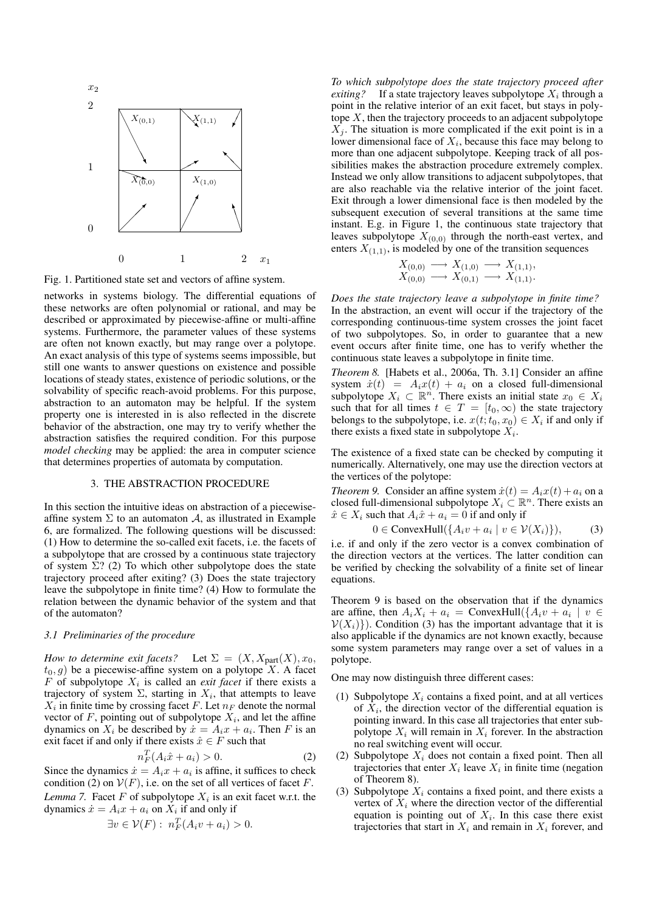Fig. 1. Partitioned state set and vectors of affine system.

networks in systems biology. The differential equations of these networks are often polynomial or rational, and may be described or approximated by piecewise-affine or multi-affine systems. Furthermore, the parameter values of these systems are often not known exactly, but may range over a polytope. An exact analysis of this type of systems seems impossible, but still one wants to answer questions on existence and possible locations of steady states, existence of periodic solutions, or the solvability of specific reach-avoid problems. For this purpose, abstraction to an automaton may be helpful. If the system property one is interested in is also reflected in the discrete behavior of the abstraction, one may try to verify whether the abstraction satisfies the required condition. For this purpose *model checking* may be applied: the area in computer science that determines properties of automata by computation.

## 3. THE ABSTRACTION PROCEDURE

In this section the intuitive ideas on abstraction of a piecewise-affine system $\Sigma$ to an automaton $\mathcal{A}$, as illustrated in Example 6, are formalized. The following questions will be discussed: (1) How to determine the so-called exit facets, i.e. the facets of a subpolytope that are crossed by a continuous state trajectory of system $\Sigma$? (2) To which other subpolytope does the state trajectory proceed after exiting? (3) Does the state trajectory leave the subpolytope in finite time? (4) How to formulate the relation between the dynamic behavior of the system and that of the automaton?

### 3.1 Preliminaries of the procedure

*How to determine exit facets?* Let $\Sigma = (X, X_{\text{part}}(X), x_0, t_0, g)$ be a piecewise-affine system on a polytope $X$. A facet $F$ of subpolytope $X_i$ is called an *exit facet* if there exists a trajectory of system $\Sigma$, starting in $X_i$, that attempts to leave $X_i$ in finite time by crossing facet $F$. Let $n_F$ denote the normal vector of $F$, pointing out of subpolytope $X_i$, and let the affine dynamics on $X_i$ be described by $\dot{x} = A_i x + a_i$. Then $F$ is an exit facet if and only if there exists $\hat{x} \in F$ such that

$$n_F^T(A_i\hat{x} + a_i) > 0. \tag{2}$$

Since the dynamics $\dot{x} = A_i x + a_i$ is affine, it suffices to check condition (2) on $\mathcal{V}(F)$, i.e. on the set of all vertices of facet $F$.

*Lemma 7.* Facet $F$ of subpolytope $X_i$ is an exit facet w.r.t. the dynamics $\dot{x} = A_i x + a_i$ on $X_i$ if and only if

$$\exists v \in \mathcal{V}(F): \ n_F^T(A_i v + a_i) > 0.$$

*To which subpolytope does the state trajectory proceed after exiting?* If a state trajectory leaves subpolytope $X_i$ through a point in the relative interior of an exit facet, but stays in polytope $X$, then the trajectory proceeds to an adjacent subpolytope $X_j$. The situation is more complicated if the exit point is in a lower dimensional face of $X_i$, because this face may belong to more than one adjacent subpolytope. Keeping track of all possibilities makes the abstraction procedure extremely complex. Instead we only allow transitions to adjacent subpolytopes, that are also reachable via the relative interior of the joint facet. Exit through a lower dimensional face is then modeled by the subsequent execution of several transitions at the same time instant. E.g. in Figure 1, the continuous state trajectory that leaves subpolytope $X_{(0,0)}$ through the north-east vertex, and enters $X_{(1,1)}$, is modeled by one of the transition sequences

$$X_{(0,0)} \longrightarrow X_{(1,0)} \longrightarrow X_{(1,1)},$$
$$X_{(0,0)} \longrightarrow X_{(0,1)} \longrightarrow X_{(1,1)}.$$

*Does the state trajectory leave a subpolytope in finite time?* In the abstraction, an event will occur if the trajectory of the corresponding continuous-time system crosses the joint facet of two subpolytopes. So, in order to guarantee that a new event occurs after finite time, one has to verify whether the continuous state leaves a subpolytope in finite time.

*Theorem 8.* [Habets et al., 2006a, Th. 3.1] Consider an affine system $\dot{x}(t) = A_i x(t) + a_i$ on a closed full-dimensional subpolytope $X_i \subset \mathbb{R}^n$. There exists an initial state $x_0 \in X_i$ such that for all times $t \in T = [t_0, \infty)$ the state trajectory belongs to the subpolytope, i.e. $x(t; t_0, x_0) \in X_i$ if and only if there exists a fixed state in subpolytope $X_i$.

The existence of a fixed state can be checked by computing it numerically. Alternatively, one may use the direction vectors at the vertices of the polytope:

*Theorem 9.* Consider an affine system $\dot{x}(t) = A_i x(t) + a_i$ on a closed full-dimensional subpolytope $X_i \subset \mathbb{R}^n$. There exists an $\hat{x} \in X_i$ such that $A_i\hat{x} + a_i = 0$ if and only if

$$0 \in \text{ConvexHull}(\{A_i v + a_i \mid v \in \mathcal{V}(X_i)\}), \tag{3}$$

i.e. if and only if the zero vector is a convex combination of the direction vectors at the vertices. The latter condition can be verified by checking the solvability of a finite set of linear equations.

Theorem 9 is based on the observation that if the dynamics are affine, then $A_i X_i + a_i = \text{ConvexHull}(\{A_i v + a_i \mid v \in \mathcal{V}(X_i)\})$. Condition (3) has the important advantage that it is also applicable if the dynamics are not known exactly, because some system parameters may range over a set of values in a polytope.

One may now distinguish three different cases:

1. Subpolytope $X_i$ contains a fixed point, and at all vertices of $X_i$, the direction vector of the differential equation is pointing inward. In this case all trajectories that enter subpolytope $X_i$ will remain in $X_i$ forever. In the abstraction no real switching event will occur.
2. Subpolytope $X_i$ does not contain a fixed point. Then all trajectories that enter $X_i$ leave $X_i$ in finite time (negation of Theorem 8).
3. Subpolytope $X_i$ contains a fixed point, and there exists a vertex of $X_i$ where the direction vector of the differential equation is pointing out of $X_i$. In this case there exist trajectories that start in $X_i$ and remain in $X_i$ forever, and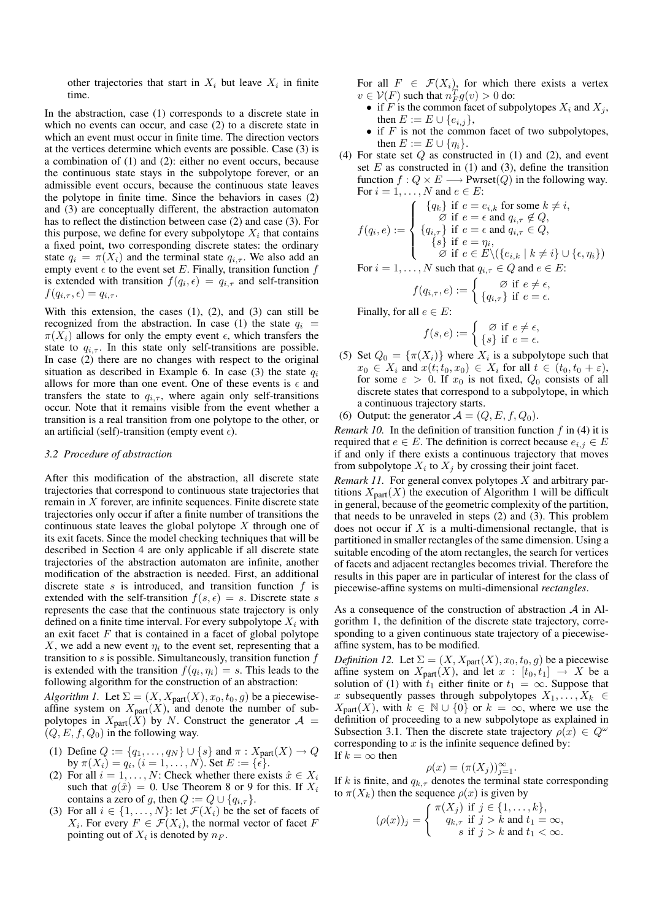other trajectories that start in $X_i$ but leave $X_i$ in finite time.

In the abstraction, case (1) corresponds to a discrete state in which no events can occur, and case (2) to a discrete state in which an event must occur in finite time. The direction vectors at the vertices determine which events are possible. Case (3) is a combination of (1) and (2): either no event occurs, because the continuous state stays in the subpolytope forever, or an admissible event occurs, because the continuous state leaves the polytope in finite time. Since the behaviors in cases (2) and (3) are conceptually different, the abstraction automaton has to reflect the distinction between case (2) and case (3). For this purpose, we define for every subpolytope $X_i$ that contains a fixed point, two corresponding discrete states: the ordinary state $q_i = \pi(X_i)$ and the terminal state $q_{i,\tau}$. We also add an empty event $\epsilon$ to the event set $E$. Finally, transition function $f$ is extended with transition $f(q_i, \epsilon) = q_{i,\tau}$ and self-transition $f(q_{i,\tau}, \epsilon) = q_{i,\tau}$.

With this extension, the cases (1), (2), and (3) can still be recognized from the abstraction. In case (1) the state $q_i = \pi(X_i)$ allows for only the empty event $\epsilon$, which transfers the state to $q_{i,\tau}$. In this state only self-transitions are possible. In case (2) there are no changes with respect to the original situation as described in Example 6. In case (3) the state $q_i$ allows for more than one event. One of these events is $\epsilon$ and transfers the state to $q_{i,\tau}$, where again only self-transitions occur. Note that it remains visible from the event whether a transition is a real transition from one polytope to the other, or an artificial (self)-transition (empty event $\epsilon$).

### 3.2 Procedure of abstraction

After this modification of the abstraction, all discrete state trajectories that correspond to continuous state trajectories that remain in $X$ forever, are infinite sequences. Finite discrete state trajectories only occur if after a finite number of transitions the continuous state leaves the global polytope $X$ through one of its exit facets. Since the model checking techniques that will be described in Section 4 are only applicable if all discrete state trajectories of the abstraction automaton are infinite, another modification of the abstraction is needed. First, an additional discrete state $s$ is introduced, and transition function $f$ is extended with the self-transition $f(s, \epsilon) = s$. Discrete state $s$ represents the case that the continuous state trajectory is only defined on a finite time interval. For every subpolytope $X_i$ with an exit facet $F$ that is contained in a facet of global polytope $X$, we add a new event $\eta_i$ to the event set, representing that a transition to $s$ is possible. Simultaneously, transition function $f$ is extended with the transition $f(q_i, \eta_i) = s$. This leads to the following algorithm for the construction of an abstraction:

*Algorithm 1.* Let $\Sigma = (X, X_{\text{part}}(X), x_0, t_0, g)$ be a piecewise-affine system on $X_{\text{part}}(X)$, and denote the number of subpolytopes in $X_{\text{part}}(X)$ by $N$. Construct the generator $\mathcal{A} = (Q, E, f, Q_0)$ in the following way.

(1) Define $Q := \{q_1, \ldots, q_N\} \cup \{s\}$ and $\pi : X_{\text{part}}(X) \to Q$ by $\pi(X_i) = q_i$, $(i = 1, \ldots, N)$. Set $E := \{\epsilon\}$.

(2) For all $i = 1, \ldots, N$: Check whether there exists $\hat{x} \in X_i$ such that $g(\hat{x}) = 0$. Use Theorem 8 or 9 for this. If $X_i$ contains a zero of $g$, then $Q := Q \cup \{q_{i,\tau}\}$.

(3) For all $i \in \{1, \ldots, N\}$: let $\mathcal{F}(X_i)$ be the set of facets of $X_i$. For every $F \in \mathcal{F}(X_i)$, the normal vector of facet $F$ pointing out of $X_i$ is denoted by $n_F$.

For all $F \in \mathcal{F}(X_i)$, for which there exists a vertex $v \in \mathcal{V}(F)$ such that $n_F^T g(v) > 0$ do:

- if $F$ is the common facet of subpolytopes $X_i$ and $X_j$, then $E := E \cup \{e_{i,j}\}$,
- if $F$ is not the common facet of two subpolytopes, then $E := E \cup \{\eta_i\}$.

(4) For state set $Q$ as constructed in (1) and (2), and event set $E$ as constructed in (1) and (3), define the transition function $f : Q \times E \longrightarrow \text{Pwrset}(Q)$ in the following way.

For $i = 1, \ldots, N$ and $e \in E$:

$$f(q_i, e) := \begin{cases} \{q_k\} & \text{if } e = e_{i,k} \text{ for some } k \neq i, \\ \varnothing & \text{if } e = \epsilon \text{ and } q_{i,\tau} \notin Q, \\ \{q_{i,\tau}\} & \text{if } e = \epsilon \text{ and } q_{i,\tau} \in Q, \\ \{s\} & \text{if } e = \eta_i, \\ \varnothing & \text{if } e \in E \backslash (\{e_{i,k} \mid k \neq i\} \cup \{\epsilon, \eta_i\}) \end{cases}$$

For $i = 1, \ldots, N$ such that $q_{i,\tau} \in Q$ and $e \in E$:

$$f(q_{i,\tau}, e) := \begin{cases} \varnothing & \text{if } e \neq \epsilon, \\ \{q_{i,\tau}\} & \text{if } e = \epsilon. \end{cases}$$

Finally, for all $e \in E$:

$$f(s, e) := \begin{cases} \varnothing & \text{if } e \neq \epsilon, \\ \{s\} & \text{if } e = \epsilon. \end{cases}$$

(5) Set $Q_0 = \{\pi(X_i)\}$ where $X_i$ is a subpolytope such that $x_0 \in X_i$ and $x(t; t_0, x_0) \in X_i$ for all $t \in (t_0, t_0 + \varepsilon)$, for some $\varepsilon > 0$. If $x_0$ is not fixed, $Q_0$ consists of all discrete states that correspond to a subpolytope, in which a continuous trajectory starts.

(6) Output: the generator $\mathcal{A} = (Q, E, f, Q_0)$.

*Remark 10.* In the definition of transition function $f$ in (4) it is required that $e \in E$. The definition is correct because $e_{i,j} \in E$ if and only if there exists a continuous trajectory that moves from subpolytope $X_i$ to $X_j$ by crossing their joint facet.

*Remark 11.* For general convex polytopes $X$ and arbitrary partitions $X_{\text{part}}(X)$ the execution of Algorithm 1 will be difficult in general, because of the geometric complexity of the partition, that needs to be unraveled in steps (2) and (3). This problem does not occur if $X$ is a multi-dimensional rectangle, that is partitioned in smaller rectangles of the same dimension. Using a suitable encoding of the atom rectangles, the search for vertices of facets and adjacent rectangles becomes trivial. Therefore the results in this paper are in particular of interest for the class of piecewise-affine systems on multi-dimensional *rectangles*.

As a consequence of the construction of abstraction $\mathcal{A}$ in Algorithm 1, the definition of the discrete state trajectory, corresponding to a given continuous state trajectory of a piecewise-affine system, has to be modified.

*Definition 12.* Let $\Sigma = (X, X_{\text{part}}(X), x_0, t_0, g)$ be a piecewise affine system on $X_{\text{part}}(X)$, and let $x : [t_0, t_1] \to X$ be a solution of (1) with $t_1$ either finite or $t_1 = \infty$. Suppose that $x$ subsequently passes through subpolytopes $X_1, \ldots, X_k \in X_{\text{part}}(X)$, with $k \in \mathbb{N} \cup \{0\}$ or $k = \infty$, where we use the definition of proceeding to a new subpolytope as explained in Subsection 3.1. Then the discrete state trajectory $\rho(x) \in Q^\omega$ corresponding to $x$ is the infinite sequence defined by:

If $k = \infty$ then

$$\rho(x) = (\pi(X_j))_{j=1}^{\infty}.$$

If $k$ is finite, and $q_{k,\tau}$ denotes the terminal state corresponding to $\pi(X_k)$ then the sequence $\rho(x)$ is given by

$$(\rho(x))_j = \begin{cases} \pi(X_j) & \text{if } j \in \{1, \ldots, k\}, \\ q_{k,\tau} & \text{if } j > k \text{ and } t_1 = \infty, \\ s & \text{if } j > k \text{ and } t_1 < \infty. \end{cases}$$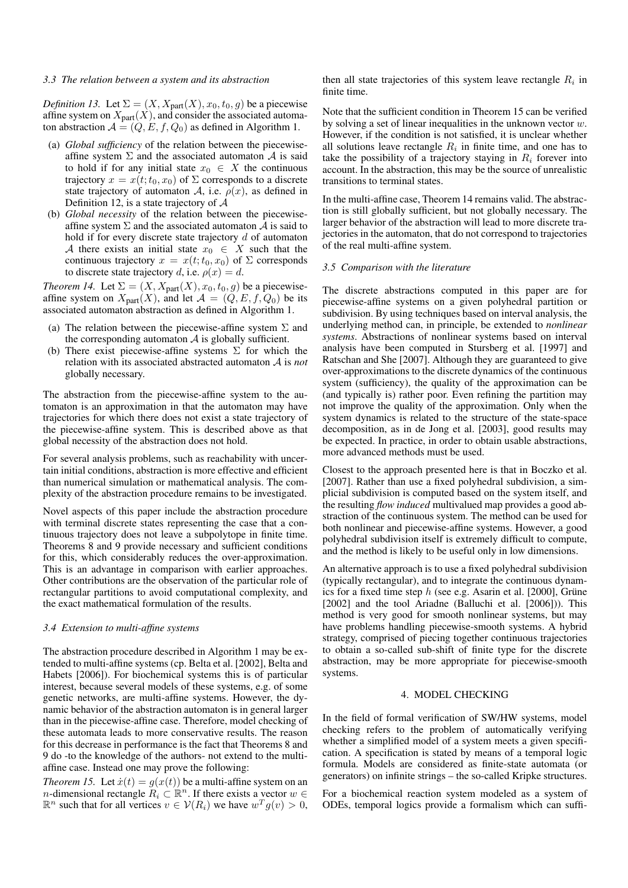### 3.3 The relation between a system and its abstraction

*Definition 13.* Let $\Sigma = (X, X_{\text{part}}(X), x_0, t_0, g)$ be a piecewise affine system on $X_{\text{part}}(X)$, and consider the associated automaton abstraction $\mathcal{A} = (Q, E, f, Q_0)$ as defined in Algorithm 1.

(a) *Global sufficiency* of the relation between the piecewise-affine system $\Sigma$ and the associated automaton $\mathcal{A}$ is said to hold if for any initial state $x_0 \in X$ the continuous trajectory $x = x(t; t_0, x_0)$ of $\Sigma$ corresponds to a discrete state trajectory of automaton $\mathcal{A}$, i.e. $\rho(x)$, as defined in Definition 12, is a state trajectory of $\mathcal{A}$

(b) *Global necessity* of the relation between the piecewise-affine system $\Sigma$ and the associated automaton $\mathcal{A}$ is said to hold if for every discrete state trajectory $d$ of automaton $\mathcal{A}$ there exists an initial state $x_0 \in X$ such that the continuous trajectory $x = x(t; t_0, x_0)$ of $\Sigma$ corresponds to discrete state trajectory $d$, i.e. $\rho(x) = d$.

*Theorem 14.* Let $\Sigma = (X, X_{\text{part}}(X), x_0, t_0, g)$ be a piecewise-affine system on $X_{\text{part}}(X)$, and let $\mathcal{A} = (Q, E, f, Q_0)$ be its associated automaton abstraction as defined in Algorithm 1.

(a) The relation between the piecewise-affine system $\Sigma$ and the corresponding automaton $\mathcal{A}$ is globally sufficient.

(b) There exist piecewise-affine systems $\Sigma$ for which the relation with its associated abstracted automaton $\mathcal{A}$ is *not* globally necessary.

The abstraction from the piecewise-affine system to the automaton is an approximation in that the automaton may have trajectories for which there does not exist a state trajectory of the piecewise-affine system. This is described above as that global necessity of the abstraction does not hold.

For several analysis problems, such as reachability with uncertain initial conditions, abstraction is more effective and efficient than numerical simulation or mathematical analysis. The complexity of the abstraction procedure remains to be investigated.

Novel aspects of this paper include the abstraction procedure with terminal discrete states representing the case that a continuous trajectory does not leave a subpolytope in finite time. Theorems 8 and 9 provide necessary and sufficient conditions for this, which considerably reduces the over-approximation. This is an advantage in comparison with earlier approaches. Other contributions are the observation of the particular role of rectangular partitions to avoid computational complexity, and the exact mathematical formulation of the results.

### 3.4 Extension to multi-affine systems

The abstraction procedure described in Algorithm 1 may be extended to multi-affine systems (cp. Belta et al. [2002], Belta and Habets [2006]). For biochemical systems this is of particular interest, because several models of these systems, e.g. of some genetic networks, are multi-affine systems. However, the dynamic behavior of the abstraction automaton is in general larger than in the piecewise-affine case. Therefore, model checking of these automata leads to more conservative results. The reason for this decrease in performance is the fact that Theorems 8 and 9 do -to the knowledge of the authors- not extend to the multi-affine case. Instead one may prove the following:

*Theorem 15.* Let $\dot{x}(t) = g(x(t))$ be a multi-affine system on an $n$-dimensional rectangle $R_i \subset \mathbb{R}^n$. If there exists a vector $w \in \mathbb{R}^n$ such that for all vertices $v \in \mathcal{V}(R_i)$ we have $w^T g(v) > 0$, then all state trajectories of this system leave rectangle $R_i$ in finite time.

Note that the sufficient condition in Theorem 15 can be verified by solving a set of linear inequalities in the unknown vector $w$. However, if the condition is not satisfied, it is unclear whether all solutions leave rectangle $R_i$ in finite time, and one has to take the possibility of a trajectory staying in $R_i$ forever into account. In the abstraction, this may be the source of unrealistic transitions to terminal states.

In the multi-affine case, Theorem 14 remains valid. The abstraction is still globally sufficient, but not globally necessary. The larger behavior of the abstraction will lead to more discrete trajectories in the automaton, that do not correspond to trajectories of the real multi-affine system.

### 3.5 Comparison with the literature

The discrete abstractions computed in this paper are for piecewise-affine systems on a given polyhedral partition or subdivision. By using techniques based on interval analysis, the underlying method can, in principle, be extended to *nonlinear systems*. Abstractions of nonlinear systems based on interval analysis have been computed in Stursberg et al. [1997] and Ratschan and She [2007]. Although they are guaranteed to give over-approximations to the discrete dynamics of the continuous system (sufficiency), the quality of the approximation can be (and typically is) rather poor. Even refining the partition may not improve the quality of the approximation. Only when the system dynamics is related to the structure of the state-space decomposition, as in de Jong et al. [2003], good results may be expected. In practice, in order to obtain usable abstractions, more advanced methods must be used.

Closest to the approach presented here is that in Boczko et al. [2007]. Rather than use a fixed polyhedral subdivision, a simplicial subdivision is computed based on the system itself, and the resulting *flow induced* multivalued map provides a good abstraction of the continuous system. The method can be used for both nonlinear and piecewise-affine systems. However, a good polyhedral subdivision itself is extremely difficult to compute, and the method is likely to be useful only in low dimensions.

An alternative approach is to use a fixed polyhedral subdivision (typically rectangular), and to integrate the continuous dynamics for a fixed time step $h$ (see e.g. Asarin et al. [2000], Grüne [2002] and the tool Ariadne (Balluchi et al. [2006])). This method is very good for smooth nonlinear systems, but may have problems handling piecewise-smooth systems. A hybrid strategy, comprised of piecing together continuous trajectories to obtain a so-called sub-shift of finite type for the discrete abstraction, may be more appropriate for piecewise-smooth systems.

## 4. MODEL CHECKING

In the field of formal verification of SW/HW systems, model checking refers to the problem of automatically verifying whether a simplified model of a system meets a given specification. A specification is stated by means of a temporal logic formula. Models are considered as finite-state automata (or generators) on infinite strings – the so-called Kripke structures.

For a biochemical reaction system modeled as a system of ODEs, temporal logics provide a formalism which can suffi-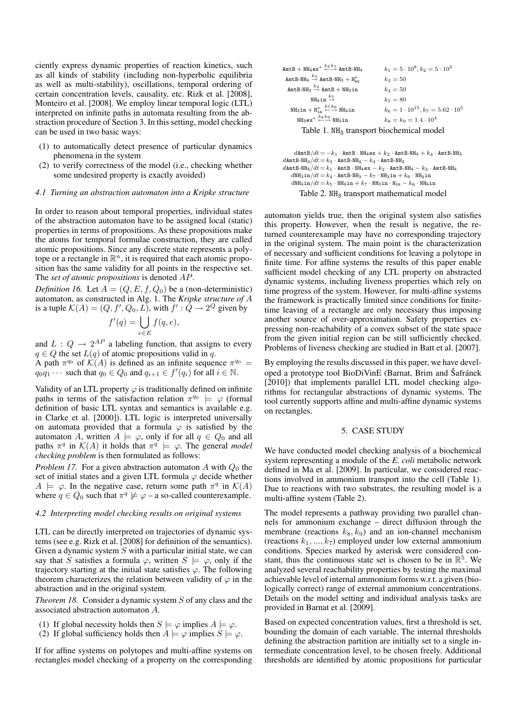ciently express dynamic properties of reaction kinetics, such as all kinds of stability (including non-hyperbolic equilibria as well as multi-stability), oscillations, temporal ordering of certain concentration levels, causality, etc. Rizk et al. [2008], Monteiro et al. [2008]. We employ linear temporal logic (LTL) interpreted on infinite paths in automata resulting from the abstraction procedure of Section 3. In this setting, model checking can be used in two basic ways:

(1) to automatically detect presence of particular dynamics phenomena in the system
(2) to verify correctness of the model (i.e., checking whether some undesired property is exactly avoided)

### *4.1 Turning an abstraction automaton into a Kripke structure*

In order to reason about temporal properties, individual states of the abstraction automaton have to be assigned local (static) properties in terms of propositions. As these propositions make the atoms for temporal formulae construction, they are called atomic propositions. Since any discrete state represents a polytope or a rectangle in $\mathbb{R}^n$, it is required that each atomic proposition has the same validity for all points in the respective set. The *set of atomic propositions* is denoted $AP$.

*Definition 16.* Let $A = (Q, E, f, Q_0)$ be a (non-deterministic) automaton, as constructed in Alg. 1. The *Kripke structure of* $A$ is a tuple $\mathcal{K}(A) = (Q, f', Q_0, L)$, with $f' : Q \to 2^Q$ given by

$$f'(q) = \bigcup_{e \in E} f(q, e),$$

and $L : Q \to 2^{AP}$ a labeling function, that assigns to every $q \in Q$ the set $L(q)$ of atomic propositions valid in $q$.
A path $\pi^{q_0}$ of $\mathcal{K}(A)$ is defined as an infinite sequence $\pi^{q_0} = q_0 q_1 \cdots$ such that $q_0 \in Q_0$ and $q_{i+1} \in f'(q_i)$ for all $i \in \mathbb{N}$.

Validity of an LTL property $\varphi$ is traditionally defined on infinite paths in terms of the satisfaction relation $\pi^{q_0} \models \varphi$ (formal definition of basic LTL syntax and semantics is available e.g. in Clarke et al. [2000]). LTL logic is interpreted universally on automata provided that a formula $\varphi$ is satisfied by the automaton $A$, written $A \models \varphi$, only if for all $q \in Q_0$ and all paths $\pi^q$ in $\mathcal{K}(A)$ it holds that $\pi^q \models \varphi$. The general *model checking problem* is then formulated as follows:

*Problem 17.* For a given abstraction automaton $A$ with $Q_0$ the set of initial states and a given LTL formula $\varphi$ decide whether $A \models \varphi$. In the negative case, return some path $\pi^q$ in $\mathcal{K}(A)$ where $q \in Q_0$ such that $\pi^q \not\models \varphi$ – a so-called counterexample.

### *4.2 Interpreting model checking results on original systems*

LTL can be directly interpreted on trajectories of dynamic systems (see e.g. Rizk et al. [2008] for definition of the semantics). Given a dynamic system $S$ with a particular initial state, we can say that $S$ satisfies a formula $\varphi$, written $S \models \varphi$, only if the trajectory starting at the initial state satisfies $\varphi$. The following theorem characterizes the relation between validity of $\varphi$ in the abstraction and in the original system.

*Theorem 18.* Consider a dynamic system $S$ of any class and the associated abstraction automaton $A$.

(1) If global necessity holds then $S \models \varphi$ implies $A \models \varphi$.
(2) If global sufficiency holds then $A \models \varphi$ implies $S \models \varphi$.

If for affine systems on polytopes and multi-affine systems on rectangles model checking of a property on the corresponding automaton yields true, then the original system also satisfies this property. However, when the result is negative, the returned counterexample may have no corresponding trajectory in the original system. The main point is the characterization of necessary and sufficient conditions for leaving a polytope in finite time. For affine systems the results of this paper enable sufficient model checking of any LTL property on abstracted dynamic systems, including liveness properties which rely on time progress of the system. However, for multi-affine systems the framework is practically limited since conditions for finite-time leaving of a rectangle are only necessary thus imposing another source of over-approximation. Safety properties expressing non-reachability of a convex subset of the state space from the given initial region can be still sufficiently checked. Problems of liveness checking are studied in Batt et al. [2007].

By employing the results discussed in this paper, we have developed a prototype tool BioDiVinE (Barnat, Brim and Šafránek [2010]) that implements parallel LTL model checking algorithms for rectangular abstractions of dynamic systems. The tool currently supports affine and multi-affine dynamic systems on rectangles.

## 5. CASE STUDY

| Reaction | Constants |
|---|---|
| $\mathtt{AmtB} + \mathtt{NH_4ex}^* \overset{k_2\, k_1}{\longleftrightarrow} \mathtt{AmtB\text{-}NH_4}$ | $k_1 = 5 \cdot 10^8, k_2 = 5 \cdot 10^3$ |
| $\mathtt{AmtB\text{-}NH_4} \overset{k_3}{\rightarrow} \mathtt{AmtB\text{-}NH_3} + \mathtt{H}^*_{\mathtt{ex}}$ | $k_3 = 50$ |
| $\mathtt{AmtB\text{-}NH_3} \overset{k_4}{\rightarrow} \mathtt{AmtB} + \mathtt{NH_3in}$ | $k_4 = 50$ |
| $\mathtt{NH_4in} \overset{k_5}{\rightarrow}$ | $k_5 = 80$ |
| $\mathtt{NH_3in} + \mathtt{H}^*_{\mathtt{in}} \overset{k_7\, k_6}{\longleftrightarrow} \mathtt{NH_4in}$ | $k_6 = 1 \cdot 10^{15}, k_7 = 5.62 \cdot 10^5$ |
| $\mathtt{NH_3ex}^* \overset{k_8\, k_9}{\longleftrightarrow} \mathtt{NH_3in}$ | $k_8 = k_9 = 1.4 \cdot 10^4$ |

Table 1. $\mathtt{NH_3}$ transport biochemical model

$$d\mathtt{AmtB}/dt = -k_1 \cdot \mathtt{AmtB} \cdot \mathtt{NH_4ex} + k_2 \cdot \mathtt{AmtB\text{-}NH_4} + k_4 \cdot \mathtt{AmtB\text{-}NH_3}$$
$$d\mathtt{AmtB\text{-}NH_3}/dt = k_3 \cdot \mathtt{AmtB\text{-}NH_4} - k_4 \cdot \mathtt{AmtB\text{-}NH_3}$$
$$d\mathtt{AmtB\text{-}NH_4}/dt = k_1 \cdot \mathtt{AmtB} \cdot \mathtt{NH_4ex} - k_2 \cdot \mathtt{AmtB\text{-}NH_4} - k_3 \cdot \mathtt{AmtB\text{-}NH_4}$$
$$d\mathtt{NH_3in}/dt = k_4 \cdot \mathtt{AmtB\text{-}NH_3} - k_7 \cdot \mathtt{NH_3in} + k_6 \cdot \mathtt{NH_4in}$$
$$d\mathtt{NH_4in}/dt = k_5 \cdot \mathtt{NH_4in} + k_7 \cdot \mathtt{NH_3in} \cdot \mathtt{H_{in}} - k_6 \cdot \mathtt{NH_4in}$$

Table 2. $\mathtt{NH_3}$ transport mathematical model

We have conducted model checking analysis of a biochemical system representing a module of the *E. coli* metabolic network defined in Ma et al. [2009]. In particular, we considered reactions involved in ammonium transport into the cell (Table 1). Due to reactions with two substrates, the resulting model is a multi-affine system (Table 2).

The model represents a pathway providing two parallel channels for ammonium exchange – direct diffusion through the membrane (reactions $k_8, k_9$) and an ion-channel mechanism (reactions $k_1, ..., k_7$) employed under low external ammonium conditions. Species marked by asterisk were considered constant, thus the continuous state set is chosen to be in $\mathbb{R}^5$. We analyzed several reachability properties by testing the maximal achievable level of internal ammonium forms w.r.t. a given (biologically correct) range of external ammonium concentrations. Details on the model setting and individual analysis tasks are provided in Barnat et al. [2009].

Based on expected concentration values, first a threshold is set, bounding the domain of each variable. The internal thresholds defining the abstraction partition are initially set to a single intermediate concentration level, to be chosen freely. Additional thresholds are identified by atomic propositions for particular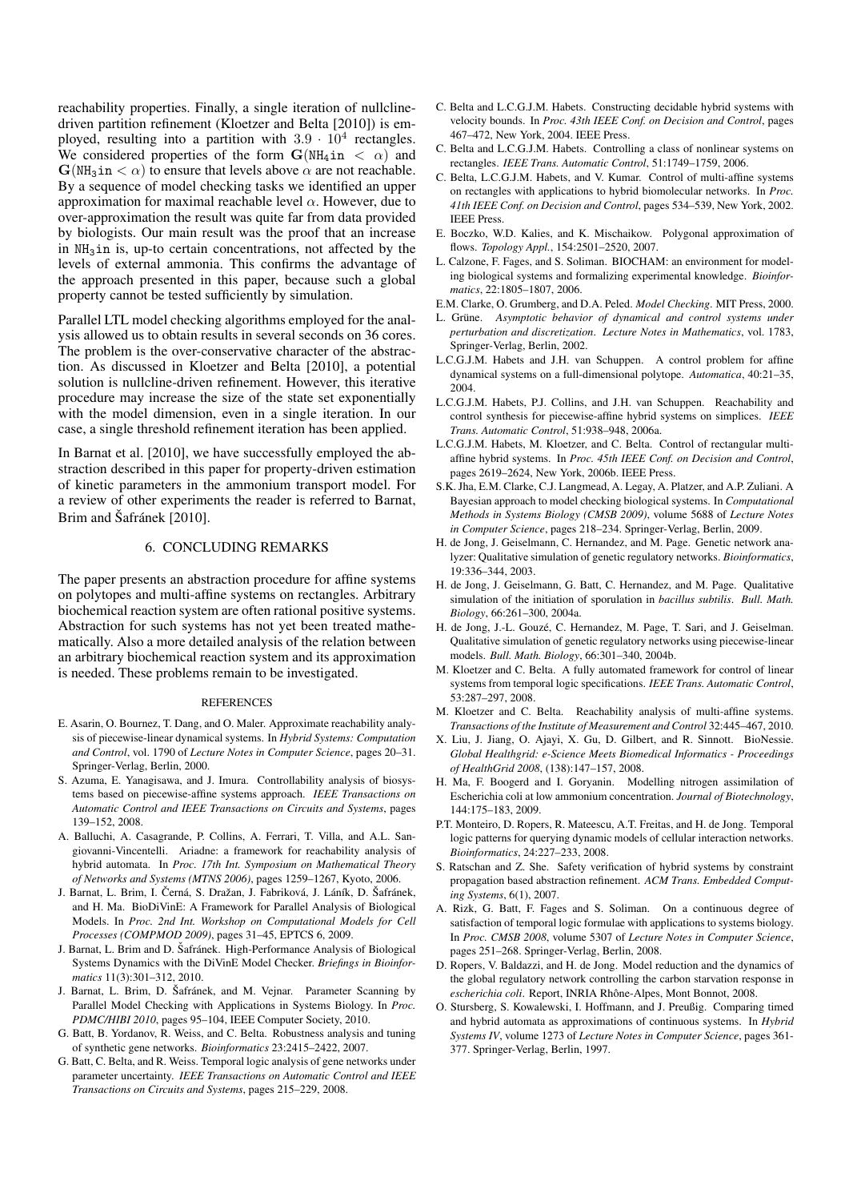reachability properties. Finally, a single iteration of nullcline-driven partition refinement (Kloetzer and Belta [2010]) is employed, resulting into a partition with $3.9 \cdot 10^4$ rectangles. We considered properties of the form $\mathbf{G}(\mathtt{NH_4in} < \alpha)$ and $\mathbf{G}(\mathtt{NH_3in} < \alpha)$ to ensure that levels above $\alpha$ are not reachable. By a sequence of model checking tasks we identified an upper approximation for maximal reachable level $\alpha$. However, due to over-approximation the result was quite far from data provided by biologists. Our main result was the proof that an increase in $\mathtt{NH_3in}$ is, up-to certain concentrations, not affected by the levels of external ammonia. This confirms the advantage of the approach presented in this paper, because such a global property cannot be tested sufficiently by simulation.

Parallel LTL model checking algorithms employed for the analysis allowed us to obtain results in several seconds on 36 cores. The problem is the over-conservative character of the abstraction. As discussed in Kloetzer and Belta [2010], a potential solution is nullcline-driven refinement. However, this iterative procedure may increase the size of the state set exponentially with the model dimension, even in a single iteration. In our case, a single threshold refinement iteration has been applied.

In Barnat et al. [2010], we have successfully employed the abstraction described in this paper for property-driven estimation of kinetic parameters in the ammonium transport model. For a review of other experiments the reader is referred to Barnat, Brim and Šafránek [2010].

## 6. CONCLUDING REMARKS

The paper presents an abstraction procedure for affine systems on polytopes and multi-affine systems on rectangles. Arbitrary biochemical reaction system are often rational positive systems. Abstraction for such systems has not yet been treated mathematically. Also a more detailed analysis of the relation between an arbitrary biochemical reaction system and its approximation is needed. These problems remain to be investigated.

## REFERENCES

E. Asarin, O. Bournez, T. Dang, and O. Maler. Approximate reachability analysis of piecewise-linear dynamical systems. In *Hybrid Systems: Computation and Control*, vol. 1790 of *Lecture Notes in Computer Science*, pages 20–31. Springer-Verlag, Berlin, 2000.

S. Azuma, E. Yanagisawa, and J. Imura. Controllability analysis of biosystems based on piecewise-affine systems approach. *IEEE Transactions on Automatic Control and IEEE Transactions on Circuits and Systems*, pages 139–152, 2008.

A. Balluchi, A. Casagrande, P. Collins, A. Ferrari, T. Villa, and A.L. Sangiovanni-Vincentelli. Ariadne: a framework for reachability analysis of hybrid automata. In *Proc. 17th Int. Symposium on Mathematical Theory of Networks and Systems (MTNS 2006)*, pages 1259–1267, Kyoto, 2006.

J. Barnat, L. Brim, I. Černá, S. Dražan, J. Fabriková, J. Láník, D. Šafránek, and H. Ma. BioDiVinE: A Framework for Parallel Analysis of Biological Models. In *Proc. 2nd Int. Workshop on Computational Models for Cell Processes (COMPMOD 2009)*, pages 31–45, EPTCS 6, 2009.

J. Barnat, L. Brim and D. Šafránek. High-Performance Analysis of Biological Systems Dynamics with the DiVinE Model Checker. *Briefings in Bioinformatics* 11(3):301–312, 2010.

J. Barnat, L. Brim, D. Šafránek, and M. Vejnar. Parameter Scanning by Parallel Model Checking with Applications in Systems Biology. In *Proc. PDMC/HIBI 2010*, pages 95–104, IEEE Computer Society, 2010.

G. Batt, B. Yordanov, R. Weiss, and C. Belta. Robustness analysis and tuning of synthetic gene networks. *Bioinformatics* 23:2415–2422, 2007.

G. Batt, C. Belta, and R. Weiss. Temporal logic analysis of gene networks under parameter uncertainty. *IEEE Transactions on Automatic Control and IEEE Transactions on Circuits and Systems*, pages 215–229, 2008.

C. Belta and L.C.G.J.M. Habets. Constructing decidable hybrid systems with velocity bounds. In *Proc. 43th IEEE Conf. on Decision and Control*, pages 467–472, New York, 2004. IEEE Press.

C. Belta and L.C.G.J.M. Habets. Controlling a class of nonlinear systems on rectangles. *IEEE Trans. Automatic Control*, 51:1749–1759, 2006.

C. Belta, L.C.G.J.M. Habets, and V. Kumar. Control of multi-affine systems on rectangles with applications to hybrid biomolecular networks. In *Proc. 41th IEEE Conf. on Decision and Control*, pages 534–539, New York, 2002. IEEE Press.

E. Boczko, W.D. Kalies, and K. Mischaikow. Polygonal approximation of flows. *Topology Appl.*, 154:2501–2520, 2007.

L. Calzone, F. Fages, and S. Soliman. BIOCHAM: an environment for modeling biological systems and formalizing experimental knowledge. *Bioinformatics*, 22:1805–1807, 2006.

E.M. Clarke, O. Grumberg, and D.A. Peled. *Model Checking*. MIT Press, 2000.

L. Grüne. *Asymptotic behavior of dynamical and control systems under perturbation and discretization*. *Lecture Notes in Mathematics*, vol. 1783, Springer-Verlag, Berlin, 2002.

L.C.G.J.M. Habets and J.H. van Schuppen. A control problem for affine dynamical systems on a full-dimensional polytope. *Automatica*, 40:21–35, 2004.

L.C.G.J.M. Habets, P.J. Collins, and J.H. van Schuppen. Reachability and control synthesis for piecewise-affine hybrid systems on simplices. *IEEE Trans. Automatic Control*, 51:938–948, 2006a.

L.C.G.J.M. Habets, M. Kloetzer, and C. Belta. Control of rectangular multi-affine hybrid systems. In *Proc. 45th IEEE Conf. on Decision and Control*, pages 2619–2624, New York, 2006b. IEEE Press.

S.K. Jha, E.M. Clarke, C.J. Langmead, A. Legay, A. Platzer, and A.P. Zuliani. A Bayesian approach to model checking biological systems. In *Computational Methods in Systems Biology (CMSB 2009)*, volume 5688 of *Lecture Notes in Computer Science*, pages 218–234. Springer-Verlag, Berlin, 2009.

H. de Jong, J. Geiselmann, C. Hernandez, and M. Page. Genetic network analyzer: Qualitative simulation of genetic regulatory networks. *Bioinformatics*, 19:336–344, 2003.

H. de Jong, J. Geiselmann, G. Batt, C. Hernandez, and M. Page. Qualitative simulation of the initiation of sporulation in *bacillus subtilis*. *Bull. Math. Biology*, 66:261–300, 2004a.

H. de Jong, J.-L. Gouzé, C. Hernandez, M. Page, T. Sari, and J. Geiselman. Qualitative simulation of genetic regulatory networks using piecewise-linear models. *Bull. Math. Biology*, 66:301–340, 2004b.

M. Kloetzer and C. Belta. A fully automated framework for control of linear systems from temporal logic specifications. *IEEE Trans. Automatic Control*, 53:287–297, 2008.

M. Kloetzer and C. Belta. Reachability analysis of multi-affine systems. *Transactions of the Institute of Measurement and Control* 32:445–467, 2010.

X. Liu, J. Jiang, O. Ajayi, X. Gu, D. Gilbert, and R. Sinnott. BioNessie. *Global Healthgrid: e-Science Meets Biomedical Informatics - Proceedings of HealthGrid 2008*, (138):147–157, 2008.

H. Ma, F. Boogerd and I. Goryanin. Modelling nitrogen assimilation of Escherichia coli at low ammonium concentration. *Journal of Biotechnology*, 144:175–183, 2009.

P.T. Monteiro, D. Ropers, R. Mateescu, A.T. Freitas, and H. de Jong. Temporal logic patterns for querying dynamic models of cellular interaction networks. *Bioinformatics*, 24:227–233, 2008.

S. Ratschan and Z. She. Safety verification of hybrid systems by constraint propagation based abstraction refinement. *ACM Trans. Embedded Computing Systems*, 6(1), 2007.

A. Rizk, G. Batt, F. Fages and S. Soliman. On a continuous degree of satisfaction of temporal logic formulae with applications to systems biology. In *Proc. CMSB 2008*, volume 5307 of *Lecture Notes in Computer Science*, pages 251–268. Springer-Verlag, Berlin, 2008.

D. Ropers, V. Baldazzi, and H. de Jong. Model reduction and the dynamics of the global regulatory network controlling the carbon starvation response in *escherichia coli*. Report, INRIA Rhône-Alpes, Mont Bonnot, 2008.

O. Stursberg, S. Kowalewski, I. Hoffmann, and J. Preußig. Comparing timed and hybrid automata as approximations of continuous systems. In *Hybrid Systems IV*, volume 1273 of *Lecture Notes in Computer Science*, pages 361-377. Springer-Verlag, Berlin, 1997.